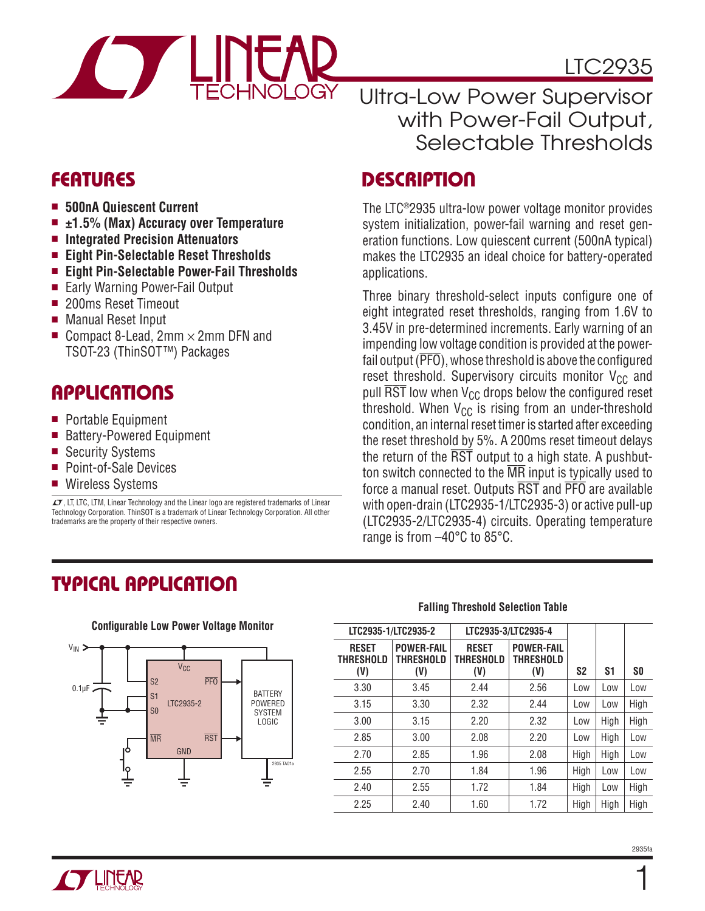# LTC2935

## Ultra-Low Power Supervisor with Power-Fail Output, Selectable Thresholds

## FEATURES

- **500nA Quiescent Current**
- **±1.5% (Max) Accuracy over Temperature**
- **Integrated Precision Attenuators**
- **Eight Pin-Selectable Reset Thresholds**
- **Eight Pin-Selectable Power-Fail Thresholds**
- Early Warning Power-Fail Output
- 200ms Reset Timeout
- Manual Reset Input
- Compact 8-Lead, 2mm × 2mm DFN and TSOT-23 (ThinSOT™) Packages

## APPLICATIONS

- Portable Equipment
- Battery-Powered Equipment
- Security Systems
- Point-of-Sale Devices
- Wireless Systems

LT, LTC, LTM, Linear Technology and the Linear logo are registered trademarks of Linear Technology Corporation. ThinSOT is a trademark of Linear Technology Corporation. All other trademarks are the property of their respective owners.

## DESCRIPTION

The LTC®2935 ultra-low power voltage monitor provides system initialization, power-fail warning and reset generation functions. Low quiescent current (500nA typical) makes the LTC2935 an ideal choice for battery-operated applications.

Three binary threshold-select inputs configure one of eight integrated reset thresholds, ranging from 1.6V to 3.45V in pre-determined increments. Early warning of an impending low voltage condition is provided at the power-fail output ($\overline{PFO}$), whose threshold is above the configured reset threshold. Supervisory circuits monitor $V_{CC}$ and pull $\overline{RST}$ low when $V_{CC}$ drops below the configured reset threshold. When $V_{CC}$ is rising from an under-threshold condition, an internal reset timer is started after exceeding the reset threshold by 5%. A 200ms reset timeout delays the return of the $\overline{RST}$ output to a high state. A pushbutton switch connected to the $\overline{MR}$ input is typically used to force a manual reset. Outputs $\overline{RST}$ and $\overline{PFO}$ are available with open-drain (LTC2935-1/LTC2935-3) or active pull-up (LTC2935-2/LTC2935-4) circuits. Operating temperature range is from –40°C to 85°C.

## TYPICAL APPLICATION

**Configurable Low Power Voltage Monitor**

**Falling Threshold Selection Table**

| LTC2935-1/LTC2935-2 | | LTC2935-3/LTC2935-4 | | | | |
|---|---|---|---|---|---|---|
| RESET THRESHOLD (V) | POWER-FAIL THRESHOLD (V) | RESET THRESHOLD (V) | POWER-FAIL THRESHOLD (V) | S2 | S1 | S0 |
| 3.30 | 3.45 | 2.44 | 2.56 | Low | Low | Low |
| 3.15 | 3.30 | 2.32 | 2.44 | Low | Low | High |
| 3.00 | 3.15 | 2.20 | 2.32 | Low | High | High |
| 2.85 | 3.00 | 2.08 | 2.20 | Low | High | Low |
| 2.70 | 2.85 | 1.96 | 2.08 | High | High | Low |
| 2.55 | 2.70 | 1.84 | 1.96 | High | Low | Low |
| 2.40 | 2.55 | 1.72 | 1.84 | High | Low | High |
| 2.25 | 2.40 | 1.60 | 1.72 | High | High | High |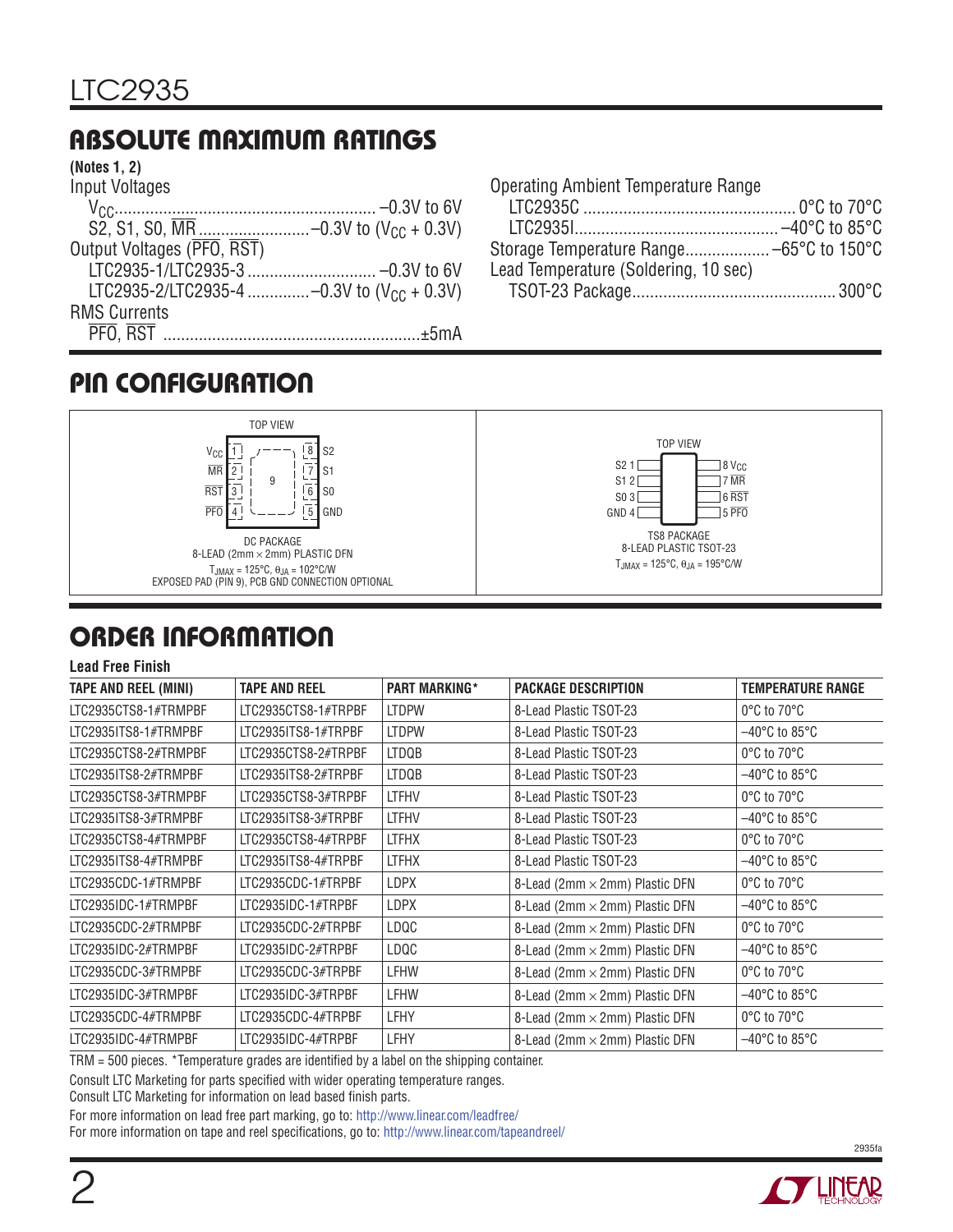## ABSOLUTE MAXIMUM RATINGS

**(Notes 1, 2)**

Input Voltages
- $V_{CC}$ .......... –0.3V to 6V
- S2, S1, S0, $\overline{MR}$ .......... –0.3V to ($V_{CC}$ + 0.3V)

Output Voltages ($\overline{PFO}$, $\overline{RST}$)
- LTC2935-1/LTC2935-3 .......... –0.3V to 6V
- LTC2935-2/LTC2935-4 .......... –0.3V to ($V_{CC}$ + 0.3V)

RMS Currents
- $\overline{PFO}$, $\overline{RST}$ .......... ±5mA

Operating Ambient Temperature Range
- LTC2935C .......... 0°C to 70°C
- LTC2935I .......... –40°C to 85°C

Storage Temperature Range .......... –65°C to 150°C

Lead Temperature (Soldering, 10 sec)
- TSOT-23 Package .......... 300°C

## PIN CONFIGURATION

DC PACKAGE, 8-LEAD (2mm × 2mm) PLASTIC DFN (TOP VIEW): 1 $V_{CC}$, 2 $\overline{MR}$, 3 $\overline{RST}$, 4 $\overline{PFO}$, 5 GND, 6 S0, 7 S1, 8 S2, 9 Exposed Pad

$T_{JMAX}$ = 125°C, $\theta_{JA}$ = 102°C/W

EXPOSED PAD (PIN 9), PCB GND CONNECTION OPTIONAL

TS8 PACKAGE, 8-LEAD PLASTIC TSOT-23 (TOP VIEW): 1 S2, 2 S1, 3 S0, 4 GND, 5 $\overline{PFO}$, 6 $\overline{RST}$, 7 $\overline{MR}$, 8 $V_{CC}$

$T_{JMAX}$ = 125°C, $\theta_{JA}$ = 195°C/W

## ORDER INFORMATION

**Lead Free Finish**

| TAPE AND REEL (MINI) | TAPE AND REEL | PART MARKING* | PACKAGE DESCRIPTION | TEMPERATURE RANGE |
|---|---|---|---|---|
| LTC2935CTS8-1#TRMPBF | LTC2935CTS8-1#TRPBF | LTDPW | 8-Lead Plastic TSOT-23 | 0°C to 70°C |
| LTC2935ITS8-1#TRMPBF | LTC2935ITS8-1#TRPBF | LTDPW | 8-Lead Plastic TSOT-23 | –40°C to 85°C |
| LTC2935CTS8-2#TRMPBF | LTC2935CTS8-2#TRPBF | LTDQB | 8-Lead Plastic TSOT-23 | 0°C to 70°C |
| LTC2935ITS8-2#TRMPBF | LTC2935ITS8-2#TRPBF | LTDQB | 8-Lead Plastic TSOT-23 | –40°C to 85°C |
| LTC2935CTS8-3#TRMPBF | LTC2935CTS8-3#TRPBF | LTFHV | 8-Lead Plastic TSOT-23 | 0°C to 70°C |
| LTC2935ITS8-3#TRMPBF | LTC2935ITS8-3#TRPBF | LTFHV | 8-Lead Plastic TSOT-23 | –40°C to 85°C |
| LTC2935CTS8-4#TRMPBF | LTC2935CTS8-4#TRPBF | LTFHX | 8-Lead Plastic TSOT-23 | 0°C to 70°C |
| LTC2935ITS8-4#TRMPBF | LTC2935ITS8-4#TRPBF | LTFHX | 8-Lead Plastic TSOT-23 | –40°C to 85°C |
| LTC2935CDC-1#TRMPBF | LTC2935CDC-1#TRPBF | LDPX | 8-Lead (2mm × 2mm) Plastic DFN | 0°C to 70°C |
| LTC2935IDC-1#TRMPBF | LTC2935IDC-1#TRPBF | LDPX | 8-Lead (2mm × 2mm) Plastic DFN | –40°C to 85°C |
| LTC2935CDC-2#TRMPBF | LTC2935CDC-2#TRPBF | LDQC | 8-Lead (2mm × 2mm) Plastic DFN | 0°C to 70°C |
| LTC2935IDC-2#TRMPBF | LTC2935IDC-2#TRPBF | LDQC | 8-Lead (2mm × 2mm) Plastic DFN | –40°C to 85°C |
| LTC2935CDC-3#TRMPBF | LTC2935CDC-3#TRPBF | LFHW | 8-Lead (2mm × 2mm) Plastic DFN | 0°C to 70°C |
| LTC2935IDC-3#TRMPBF | LTC2935IDC-3#TRPBF | LFHW | 8-Lead (2mm × 2mm) Plastic DFN | –40°C to 85°C |
| LTC2935CDC-4#TRMPBF | LTC2935CDC-4#TRPBF | LFHY | 8-Lead (2mm × 2mm) Plastic DFN | 0°C to 70°C |
| LTC2935IDC-4#TRMPBF | LTC2935IDC-4#TRPBF | LFHY | 8-Lead (2mm × 2mm) Plastic DFN | –40°C to 85°C |

TRM = 500 pieces. *Temperature grades are identified by a label on the shipping container.

Consult LTC Marketing for parts specified with wider operating temperature ranges.

Consult LTC Marketing for information on lead based finish parts.

For more information on lead free part marking, go to: http://www.linear.com/leadfree/

For more information on tape and reel specifications, go to: http://www.linear.com/tapeandreel/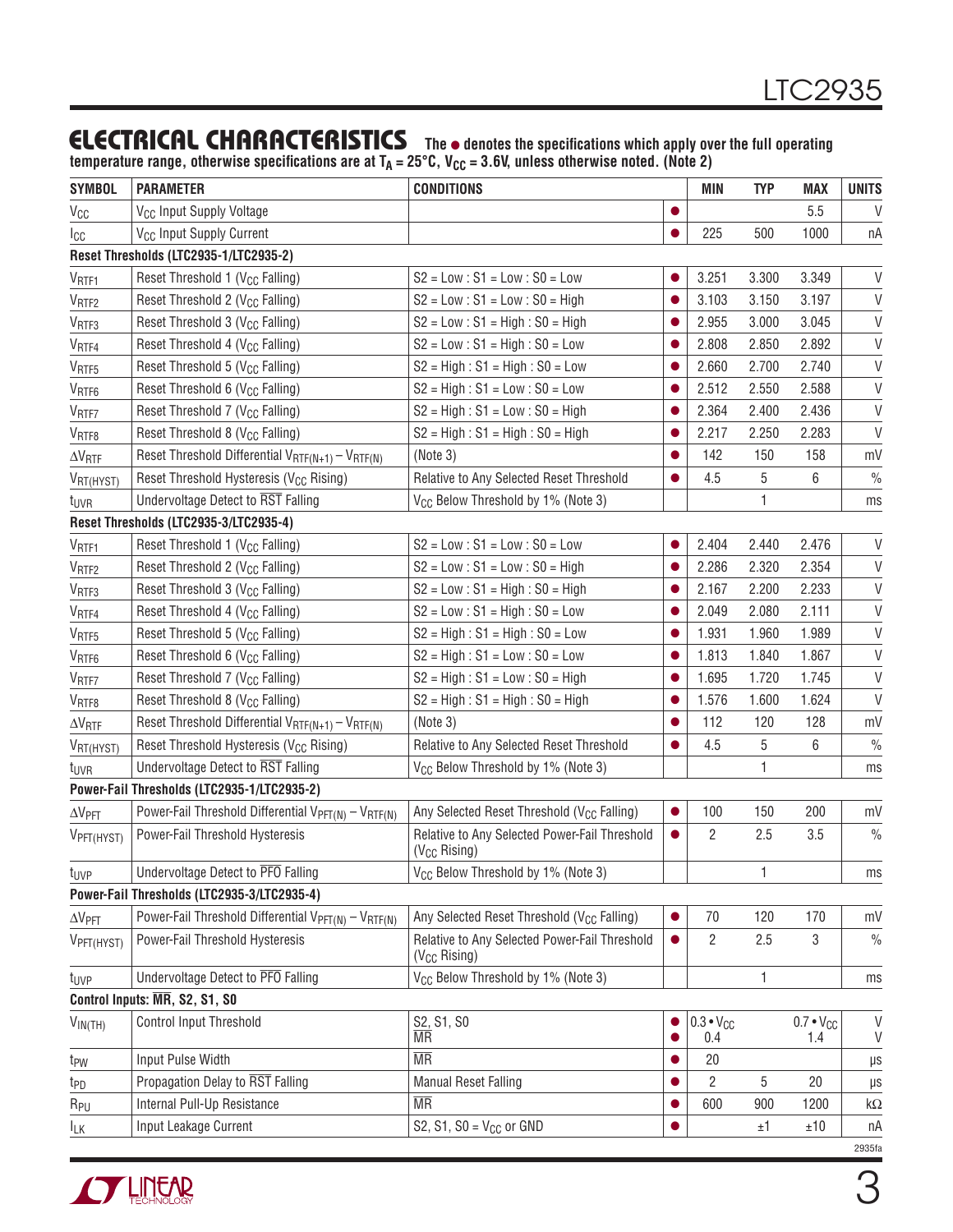## ELECTRICAL CHARACTERISTICS

**The ● denotes the specifications which apply over the full operating temperature range, otherwise specifications are at $T_A$ = 25°C, $V_{CC}$ = 3.6V, unless otherwise noted. (Note 2)**

| SYMBOL | PARAMETER | CONDITIONS | | MIN | TYP | MAX | UNITS |
|---|---|---|---|---|---|---|---|
| $V_{CC}$ | $V_{CC}$ Input Supply Voltage | | ● | | | 5.5 | V |
| $I_{CC}$ | $V_{CC}$ Input Supply Current | | ● | 225 | 500 | 1000 | nA |
| **Reset Thresholds (LTC2935-1/LTC2935-2)** | | | | | | | |
| $V_{RTF1}$ | Reset Threshold 1 ($V_{CC}$ Falling) | S2 = Low : S1 = Low : S0 = Low | ● | 3.251 | 3.300 | 3.349 | V |
| $V_{RTF2}$ | Reset Threshold 2 ($V_{CC}$ Falling) | S2 = Low : S1 = Low : S0 = High | ● | 3.103 | 3.150 | 3.197 | V |
| $V_{RTF3}$ | Reset Threshold 3 ($V_{CC}$ Falling) | S2 = Low : S1 = High : S0 = High | ● | 2.955 | 3.000 | 3.045 | V |
| $V_{RTF4}$ | Reset Threshold 4 ($V_{CC}$ Falling) | S2 = Low : S1 = High : S0 = Low | ● | 2.808 | 2.850 | 2.892 | V |
| $V_{RTF5}$ | Reset Threshold 5 ($V_{CC}$ Falling) | S2 = High : S1 = High : S0 = Low | ● | 2.660 | 2.700 | 2.740 | V |
| $V_{RTF6}$ | Reset Threshold 6 ($V_{CC}$ Falling) | S2 = High : S1 = Low : S0 = Low | ● | 2.512 | 2.550 | 2.588 | V |
| $V_{RTF7}$ | Reset Threshold 7 ($V_{CC}$ Falling) | S2 = High : S1 = Low : S0 = High | ● | 2.364 | 2.400 | 2.436 | V |
| $V_{RTF8}$ | Reset Threshold 8 ($V_{CC}$ Falling) | S2 = High : S1 = High : S0 = High | ● | 2.217 | 2.250 | 2.283 | V |
| $\Delta V_{RTF}$ | Reset Threshold Differential $V_{RTF(N+1)} - V_{RTF(N)}$ | (Note 3) | ● | 142 | 150 | 158 | mV |
| $V_{RT(HYST)}$ | Reset Threshold Hysteresis ($V_{CC}$ Rising) | Relative to Any Selected Reset Threshold | ● | 4.5 | 5 | 6 | % |
| $t_{UVR}$ | Undervoltage Detect to $\overline{RST}$ Falling | $V_{CC}$ Below Threshold by 1% (Note 3) | | | 1 | | ms |
| **Reset Thresholds (LTC2935-3/LTC2935-4)** | | | | | | | |
| $V_{RTF1}$ | Reset Threshold 1 ($V_{CC}$ Falling) | S2 = Low : S1 = Low : S0 = Low | ● | 2.404 | 2.440 | 2.476 | V |
| $V_{RTF2}$ | Reset Threshold 2 ($V_{CC}$ Falling) | S2 = Low : S1 = Low : S0 = High | ● | 2.286 | 2.320 | 2.354 | V |
| $V_{RTF3}$ | Reset Threshold 3 ($V_{CC}$ Falling) | S2 = Low : S1 = High : S0 = High | ● | 2.167 | 2.200 | 2.233 | V |
| $V_{RTF4}$ | Reset Threshold 4 ($V_{CC}$ Falling) | S2 = Low : S1 = High : S0 = Low | ● | 2.049 | 2.080 | 2.111 | V |
| $V_{RTF5}$ | Reset Threshold 5 ($V_{CC}$ Falling) | S2 = High : S1 = High : S0 = Low | ● | 1.931 | 1.960 | 1.989 | V |
| $V_{RTF6}$ | Reset Threshold 6 ($V_{CC}$ Falling) | S2 = High : S1 = Low : S0 = Low | ● | 1.813 | 1.840 | 1.867 | V |
| $V_{RTF7}$ | Reset Threshold 7 ($V_{CC}$ Falling) | S2 = High : S1 = Low : S0 = High | ● | 1.695 | 1.720 | 1.745 | V |
| $V_{RTF8}$ | Reset Threshold 8 ($V_{CC}$ Falling) | S2 = High : S1 = High : S0 = High | ● | 1.576 | 1.600 | 1.624 | V |
| $\Delta V_{RTF}$ | Reset Threshold Differential $V_{RTF(N+1)} - V_{RTF(N)}$ | (Note 3) | ● | 112 | 120 | 128 | mV |
| $V_{RT(HYST)}$ | Reset Threshold Hysteresis ($V_{CC}$ Rising) | Relative to Any Selected Reset Threshold | ● | 4.5 | 5 | 6 | % |
| $t_{UVR}$ | Undervoltage Detect to $\overline{RST}$ Falling | $V_{CC}$ Below Threshold by 1% (Note 3) | | | 1 | | ms |
| **Power-Fail Thresholds (LTC2935-1/LTC2935-2)** | | | | | | | |
| $\Delta V_{PFT}$ | Power-Fail Threshold Differential $V_{PFT(N)} - V_{RTF(N)}$ | Any Selected Reset Threshold ($V_{CC}$ Falling) | ● | 100 | 150 | 200 | mV |
| $V_{PFT(HYST)}$ | Power-Fail Threshold Hysteresis | Relative to Any Selected Power-Fail Threshold ($V_{CC}$ Rising) | ● | 2 | 2.5 | 3.5 | % |
| $t_{UVP}$ | Undervoltage Detect to $\overline{PFO}$ Falling | $V_{CC}$ Below Threshold by 1% (Note 3) | | | 1 | | ms |
| **Power-Fail Thresholds (LTC2935-3/LTC2935-4)** | | | | | | | |
| $\Delta V_{PFT}$ | Power-Fail Threshold Differential $V_{PFT(N)} - V_{RTF(N)}$ | Any Selected Reset Threshold ($V_{CC}$ Falling) | ● | 70 | 120 | 170 | mV |
| $V_{PFT(HYST)}$ | Power-Fail Threshold Hysteresis | Relative to Any Selected Power-Fail Threshold ($V_{CC}$ Rising) | ● | 2 | 2.5 | 3 | % |
| $t_{UVP}$ | Undervoltage Detect to $\overline{PFO}$ Falling | $V_{CC}$ Below Threshold by 1% (Note 3) | | | 1 | | ms |
| **Control Inputs: $\overline{MR}$, S2, S1, S0** | | | | | | | |
| $V_{IN(TH)}$ | Control Input Threshold | S2, S1, S0<br>$\overline{MR}$ | ●<br>● | $0.3 \cdot V_{CC}$<br>0.4 | | $0.7 \cdot V_{CC}$<br>1.4 | V<br>V |
| $t_{PW}$ | Input Pulse Width | $\overline{MR}$ | ● | 20 | | | µs |
| $t_{PD}$ | Propagation Delay to $\overline{RST}$ Falling | Manual Reset Falling | ● | 2 | 5 | 20 | µs |
| $R_{PU}$ | Internal Pull-Up Resistance | $\overline{MR}$ | ● | 600 | 900 | 1200 | kΩ |
| $I_{LK}$ | Input Leakage Current | S2, S1, S0 = $V_{CC}$ or GND | ● | | ±1 | ±10 | nA |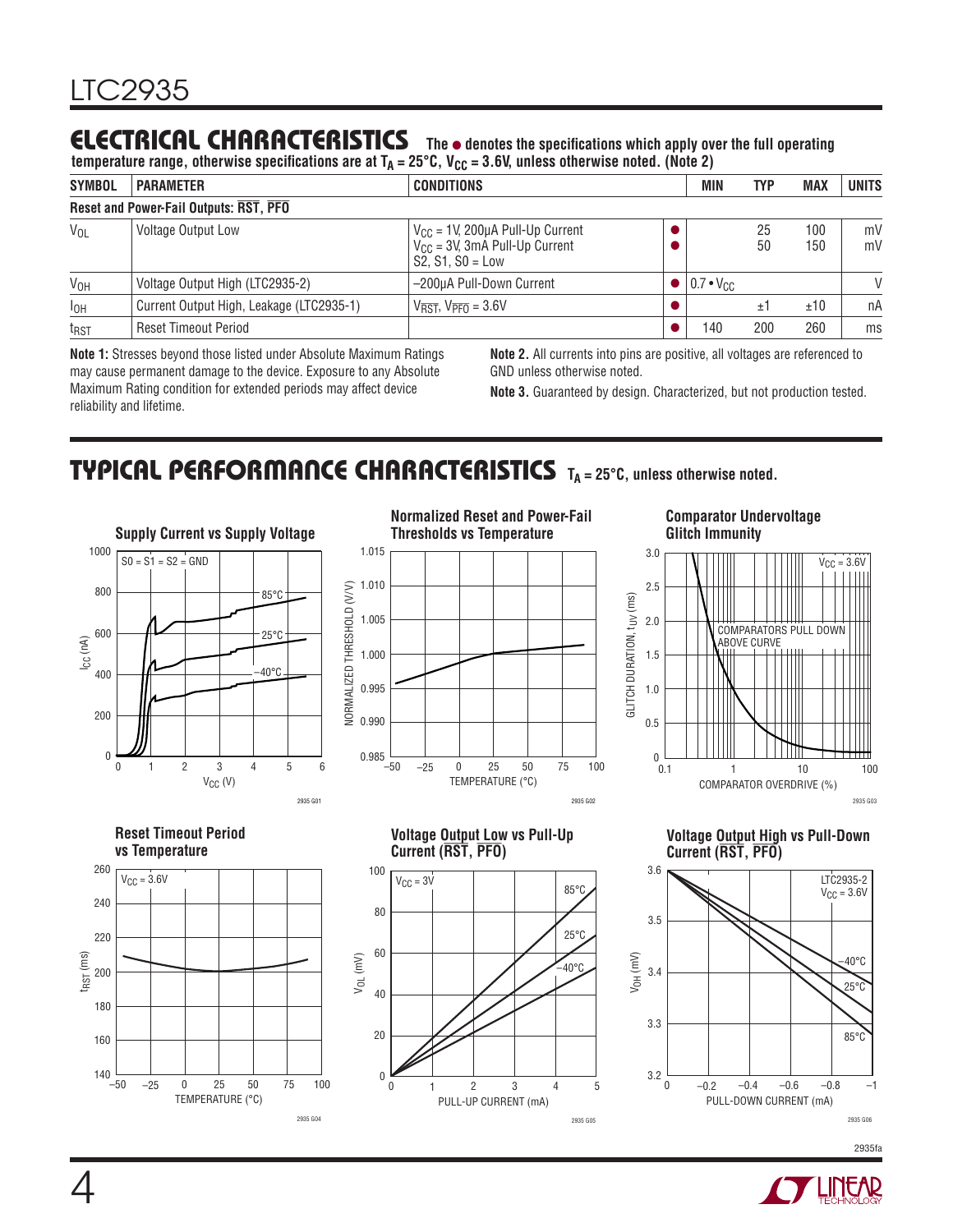## ELECTRICAL CHARACTERISTICS

**The ● denotes the specifications which apply over the full operating temperature range, otherwise specifications are at $T_A = 25°C$, $V_{CC} = 3.6V$, unless otherwise noted. (Note 2)**

| SYMBOL | PARAMETER | CONDITIONS | | MIN | TYP | MAX | UNITS |
|---|---|---|---|---|---|---|---|
| **Reset and Power-Fail Outputs: $\overline{RST}$, $\overline{PFO}$** | | | | | | | |
| $V_{OL}$ | Voltage Output Low | $V_{CC}$ = 1V, 200µA Pull-Up Current<br>$V_{CC}$ = 3V, 3mA Pull-Up Current<br>S2, S1, S0 = Low | ●<br>● | | 25<br>50 | 100<br>150 | mV<br>mV |
| $V_{OH}$ | Voltage Output High (LTC2935-2) | –200µA Pull-Down Current | ● | 0.7 • $V_{CC}$ | | | V |
| $I_{OH}$ | Current Output High, Leakage (LTC2935-1) | $V_{\overline{RST}}$, $V_{\overline{PFO}}$ = 3.6V | ● | | ±1 | ±10 | nA |
| $t_{RST}$ | Reset Timeout Period | | ● | 140 | 200 | 260 | ms |

**Note 1:** Stresses beyond those listed under Absolute Maximum Ratings may cause permanent damage to the device. Exposure to any Absolute Maximum Rating condition for extended periods may affect device reliability and lifetime.

**Note 2.** All currents into pins are positive, all voltages are referenced to GND unless otherwise noted.

**Note 3.** Guaranteed by design. Characterized, but not production tested.

## TYPICAL PERFORMANCE CHARACTERISTICS

**$T_A = 25°C$, unless otherwise noted.**

**Supply Current vs Supply Voltage**

2935 G01

**Normalized Reset and Power-Fail Thresholds vs Temperature**

2935 G02

**Comparator Undervoltage Glitch Immunity**

2935 G03

**Reset Timeout Period vs Temperature**

2935 G04

**Voltage Output Low vs Pull-Up Current ($\overline{RST}$, $\overline{PFO}$)**

2935 G05

**Voltage Output High vs Pull-Down Current ($\overline{RST}$, $\overline{PFO}$)**

2935 G06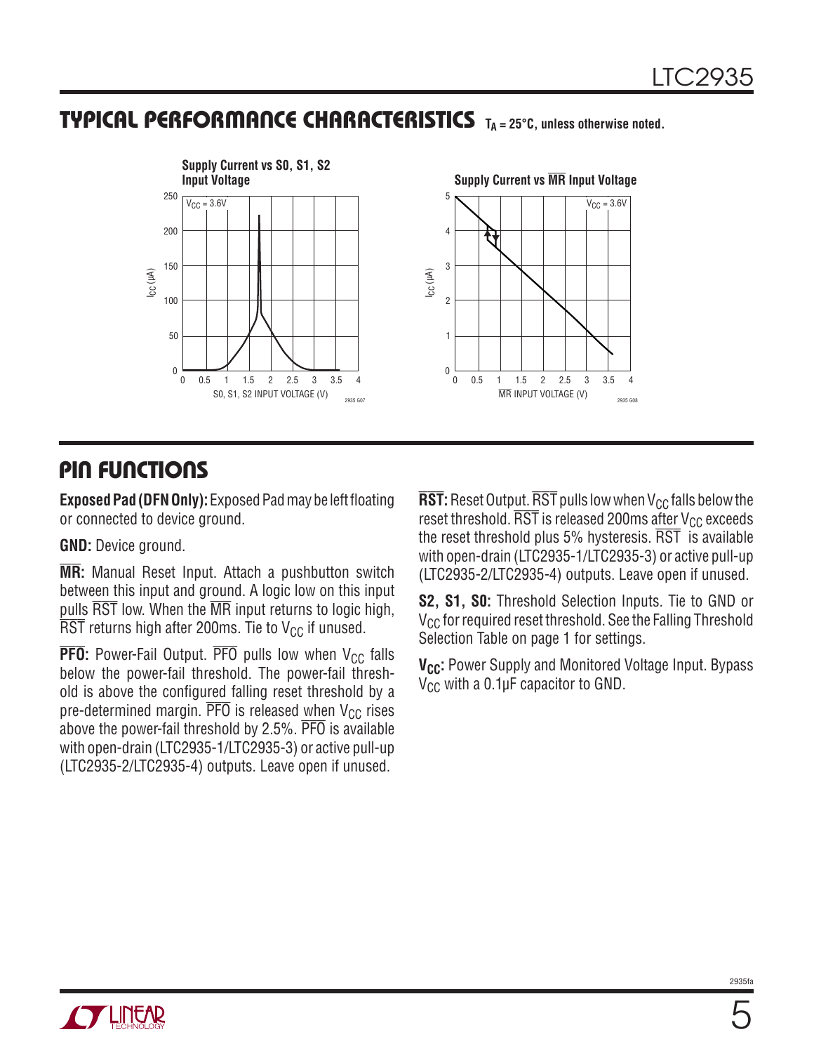## TYPICAL PERFORMANCE CHARACTERISTICS $T_A = 25°C$, unless otherwise noted.

**Supply Current vs S0, S1, S2 Input Voltage**

**Supply Current vs $\overline{MR}$ Input Voltage**

## PIN FUNCTIONS

**Exposed Pad (DFN Only):** Exposed Pad may be left floating or connected to device ground.

**GND:** Device ground.

**$\overline{MR}$:** Manual Reset Input. Attach a pushbutton switch between this input and ground. A logic low on this input pulls $\overline{RST}$ low. When the $\overline{MR}$ input returns to logic high, $\overline{RST}$ returns high after 200ms. Tie to $V_{CC}$ if unused.

**$\overline{PFO}$:** Power-Fail Output. $\overline{PFO}$ pulls low when $V_{CC}$ falls below the power-fail threshold. The power-fail threshold is above the configured falling reset threshold by a pre-determined margin. $\overline{PFO}$ is released when $V_{CC}$ rises above the power-fail threshold by 2.5%. $\overline{PFO}$ is available with open-drain (LTC2935-1/LTC2935-3) or active pull-up (LTC2935-2/LTC2935-4) outputs. Leave open if unused.

**$\overline{RST}$:** Reset Output. $\overline{RST}$ pulls low when $V_{CC}$ falls below the reset threshold. $\overline{RST}$ is released 200ms after $V_{CC}$ exceeds the reset threshold plus 5% hysteresis. $\overline{RST}$ is available with open-drain (LTC2935-1/LTC2935-3) or active pull-up (LTC2935-2/LTC2935-4) outputs. Leave open if unused.

**S2, S1, S0:** Threshold Selection Inputs. Tie to GND or $V_{CC}$ for required reset threshold. See the Falling Threshold Selection Table on page 1 for settings.

**$V_{CC}$:** Power Supply and Monitored Voltage Input. Bypass $V_{CC}$ with a 0.1µF capacitor to GND.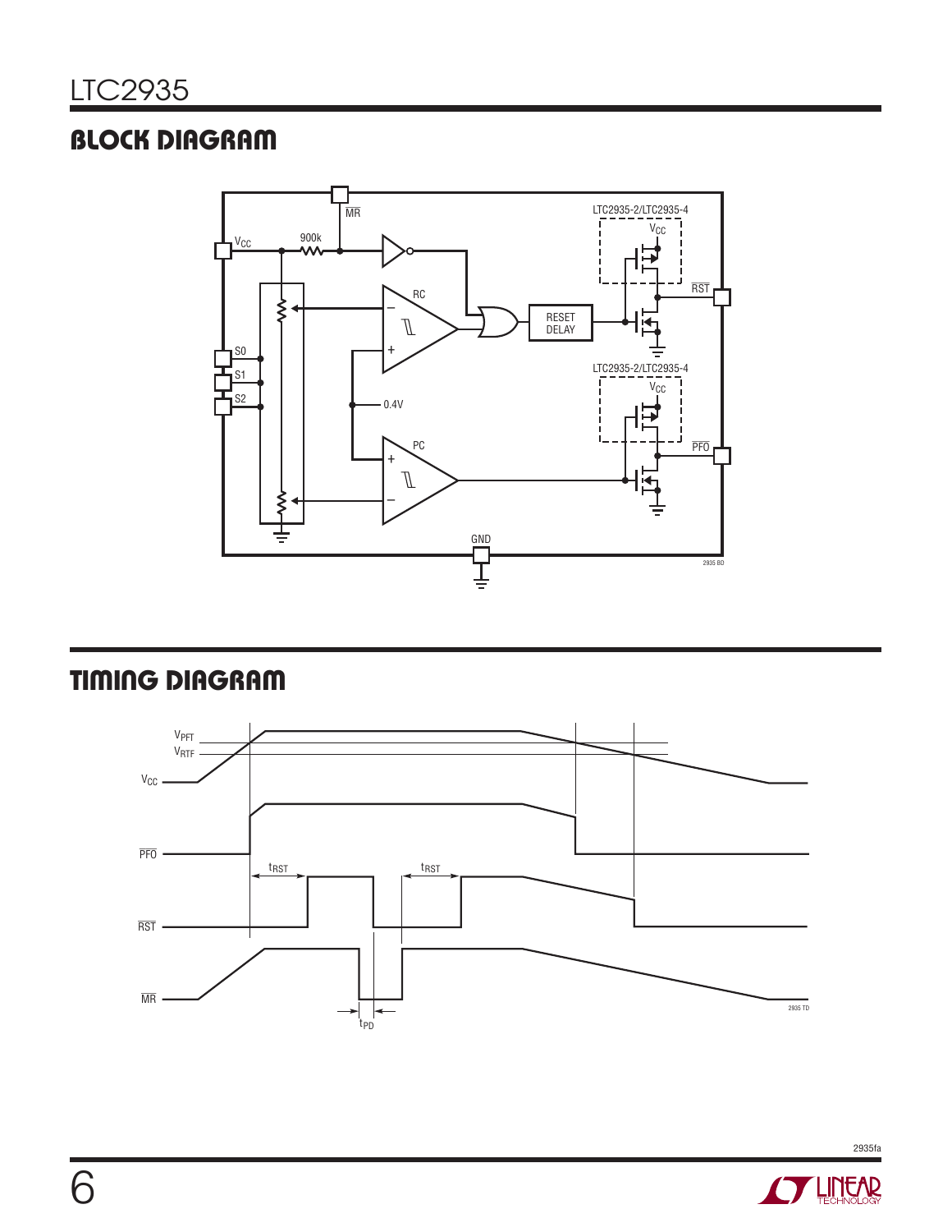## BLOCK DIAGRAM

## TIMING DIAGRAM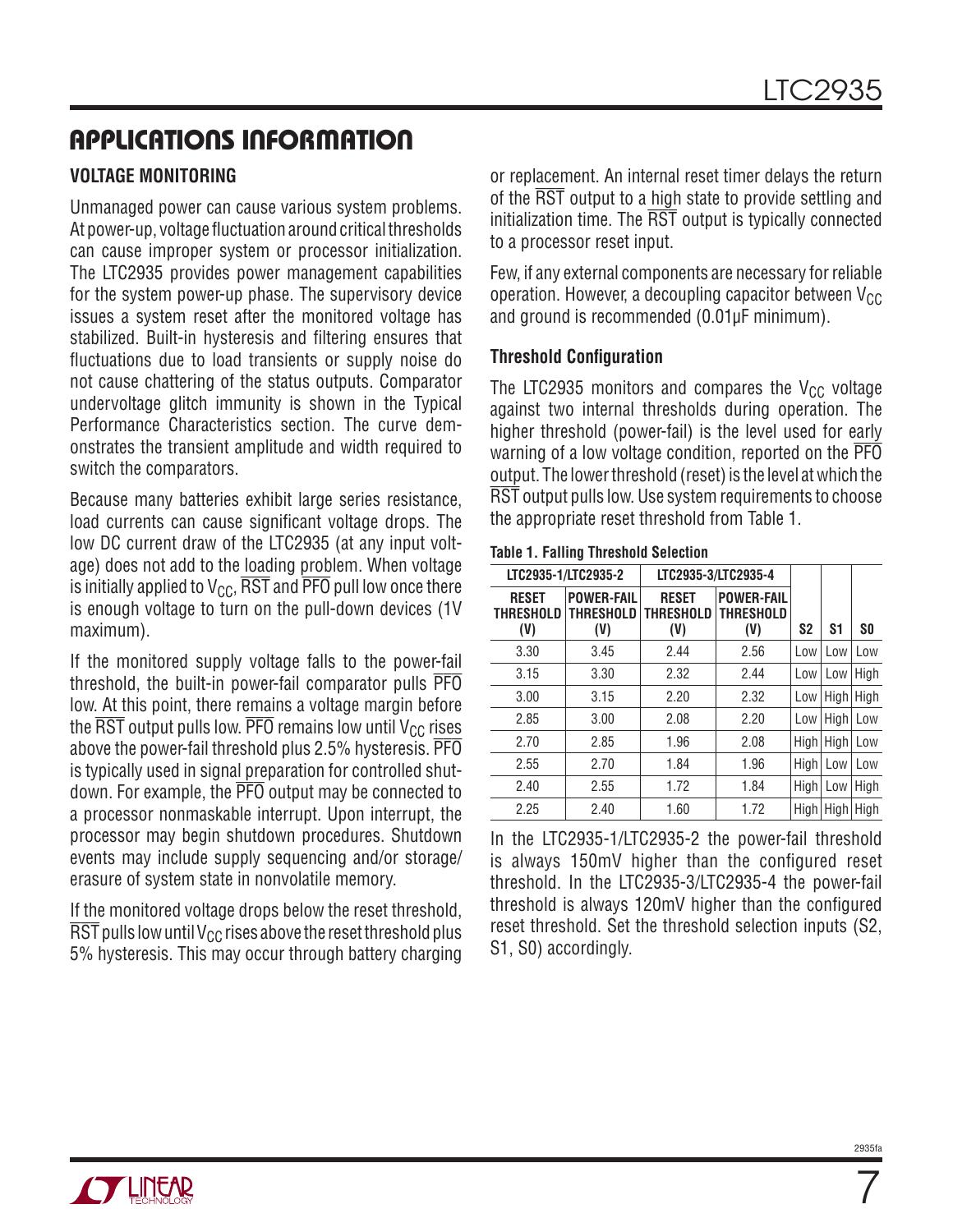## APPLICATIONS INFORMATION

### VOLTAGE MONITORING

Unmanaged power can cause various system problems. At power-up, voltage fluctuation around critical thresholds can cause improper system or processor initialization. The LTC2935 provides power management capabilities for the system power-up phase. The supervisory device issues a system reset after the monitored voltage has stabilized. Built-in hysteresis and filtering ensures that fluctuations due to load transients or supply noise do not cause chattering of the status outputs. Comparator undervoltage glitch immunity is shown in the Typical Performance Characteristics section. The curve demonstrates the transient amplitude and width required to switch the comparators.

Because many batteries exhibit large series resistance, load currents can cause significant voltage drops. The low DC current draw of the LTC2935 (at any input voltage) does not add to the loading problem. When voltage is initially applied to $V_{CC}$, $\overline{RST}$ and $\overline{PFO}$ pull low once there is enough voltage to turn on the pull-down devices (1V maximum).

If the monitored supply voltage falls to the power-fail threshold, the built-in power-fail comparator pulls $\overline{PFO}$ low. At this point, there remains a voltage margin before the $\overline{RST}$ output pulls low. $\overline{PFO}$ remains low until $V_{CC}$ rises above the power-fail threshold plus 2.5% hysteresis. $\overline{PFO}$ is typically used in signal preparation for controlled shutdown. For example, the $\overline{PFO}$ output may be connected to a processor nonmaskable interrupt. Upon interrupt, the processor may begin shutdown procedures. Shutdown events may include supply sequencing and/or storage/erasure of system state in nonvolatile memory.

If the monitored voltage drops below the reset threshold, $\overline{RST}$ pulls low until $V_{CC}$ rises above the reset threshold plus 5% hysteresis. This may occur through battery charging or replacement. An internal reset timer delays the return of the $\overline{RST}$ output to a high state to provide settling and initialization time. The $\overline{RST}$ output is typically connected to a processor reset input.

Few, if any external components are necessary for reliable operation. However, a decoupling capacitor between $V_{CC}$ and ground is recommended (0.01µF minimum).

#### Threshold Configuration

The LTC2935 monitors and compares the $V_{CC}$ voltage against two internal thresholds during operation. The higher threshold (power-fail) is the level used for early warning of a low voltage condition, reported on the $\overline{PFO}$ output. The lower threshold (reset) is the level at which the $\overline{RST}$ output pulls low. Use system requirements to choose the appropriate reset threshold from Table 1.

**Table 1. Falling Threshold Selection**

| LTC2935-1/LTC2935-2 | | LTC2935-3/LTC2935-4 | | | | |
|---|---|---|---|---|---|---|
| RESET THRESHOLD (V) | POWER-FAIL THRESHOLD (V) | RESET THRESHOLD (V) | POWER-FAIL THRESHOLD (V) | S2 | S1 | S0 |
| 3.30 | 3.45 | 2.44 | 2.56 | Low | Low | Low |
| 3.15 | 3.30 | 2.32 | 2.44 | Low | Low | High |
| 3.00 | 3.15 | 2.20 | 2.32 | Low | High | High |
| 2.85 | 3.00 | 2.08 | 2.20 | Low | High | Low |
| 2.70 | 2.85 | 1.96 | 2.08 | High | High | Low |
| 2.55 | 2.70 | 1.84 | 1.96 | High | Low | Low |
| 2.40 | 2.55 | 1.72 | 1.84 | High | Low | High |
| 2.25 | 2.40 | 1.60 | 1.72 | High | High | High |

In the LTC2935-1/LTC2935-2 the power-fail threshold is always 150mV higher than the configured reset threshold. In the LTC2935-3/LTC2935-4 the power-fail threshold is always 120mV higher than the configured reset threshold. Set the threshold selection inputs (S2, S1, S0) accordingly.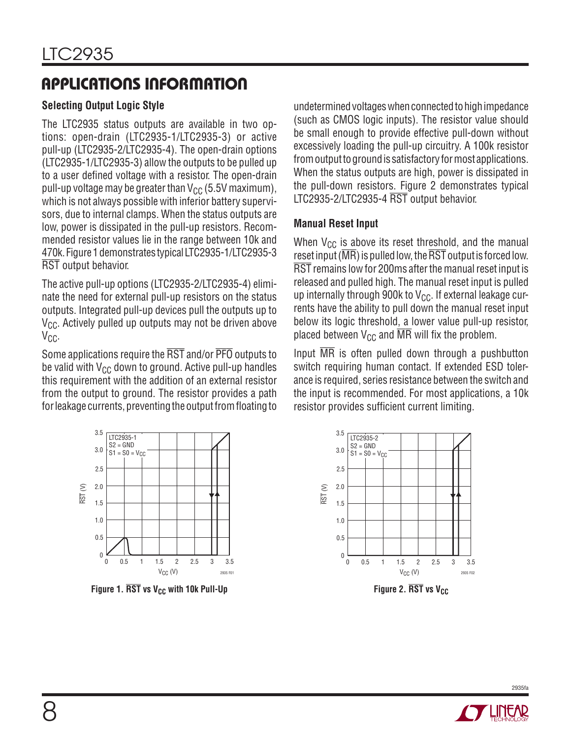## APPLICATIONS INFORMATION

### Selecting Output Logic Style

The LTC2935 status outputs are available in two options: open-drain (LTC2935-1/LTC2935-3) or active pull-up (LTC2935-2/LTC2935-4). The open-drain options (LTC2935-1/LTC2935-3) allow the outputs to be pulled up to a user defined voltage with a resistor. The open-drain pull-up voltage may be greater than $V_{CC}$ (5.5V maximum), which is not always possible with inferior battery supervisors, due to internal clamps. When the status outputs are low, power is dissipated in the pull-up resistors. Recommended resistor values lie in the range between 10k and 470k. Figure 1 demonstrates typical LTC2935-1/LTC2935-3 $\overline{RST}$ output behavior.

The active pull-up options (LTC2935-2/LTC2935-4) eliminate the need for external pull-up resistors on the status outputs. Integrated pull-up devices pull the outputs up to $V_{CC}$. Actively pulled up outputs may not be driven above $V_{CC}$.

Some applications require the $\overline{RST}$ and/or $\overline{PFO}$ outputs to be valid with $V_{CC}$ down to ground. Active pull-up handles this requirement with the addition of an external resistor from the output to ground. The resistor provides a path for leakage currents, preventing the output from floating to undetermined voltages when connected to high impedance (such as CMOS logic inputs). The resistor value should be small enough to provide effective pull-down without excessively loading the pull-up circuitry. A 100k resistor from output to ground is satisfactory for most applications. When the status outputs are high, power is dissipated in the pull-down resistors. Figure 2 demonstrates typical LTC2935-2/LTC2935-4 $\overline{RST}$ output behavior.

### Manual Reset Input

When $V_{CC}$ is above its reset threshold, and the manual reset input ($\overline{MR}$) is pulled low, the $\overline{RST}$ output is forced low. $\overline{RST}$ remains low for 200ms after the manual reset input is released and pulled high. The manual reset input is pulled up internally through 900k to $V_{CC}$. If external leakage currents have the ability to pull down the manual reset input below its logic threshold, a lower value pull-up resistor, placed between $V_{CC}$ and $\overline{MR}$ will fix the problem.

Input $\overline{MR}$ is often pulled down through a pushbutton switch requiring human contact. If extended ESD tolerance is required, series resistance between the switch and the input is recommended. For most applications, a 10k resistor provides sufficient current limiting.

Figure 1. $\overline{RST}$ vs $V_{CC}$ with 10k Pull-Up

Figure 2. $\overline{RST}$ vs $V_{CC}$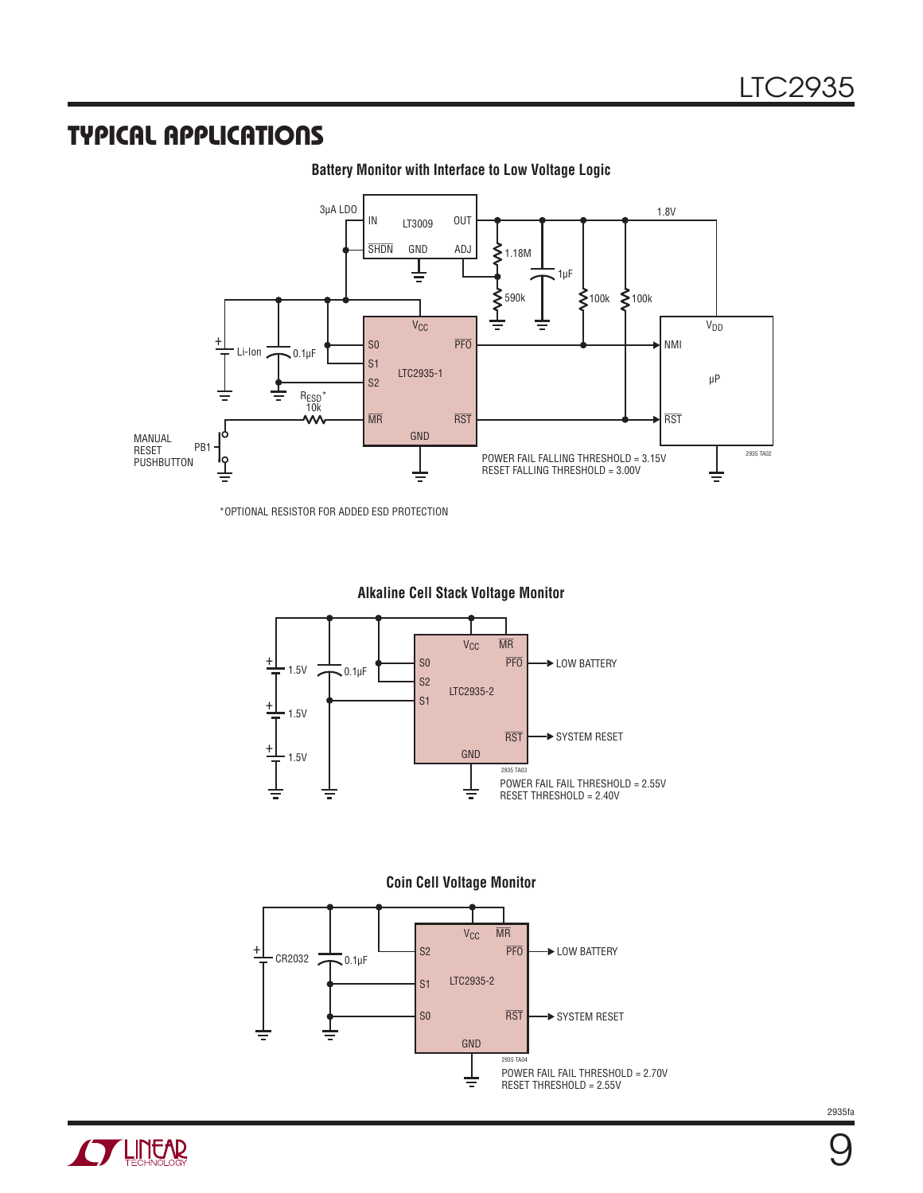## TYPICAL APPLICATIONS

**Battery Monitor with Interface to Low Voltage Logic**

POWER FAIL FALLING THRESHOLD = 3.15V
RESET FALLING THRESHOLD = 3.00V

*OPTIONAL RESISTOR FOR ADDED ESD PROTECTION

**Alkaline Cell Stack Voltage Monitor**

POWER FAIL FAIL THRESHOLD = 2.55V
RESET THRESHOLD = 2.40V

**Coin Cell Voltage Monitor**

POWER FAIL FAIL THRESHOLD = 2.70V
RESET THRESHOLD = 2.55V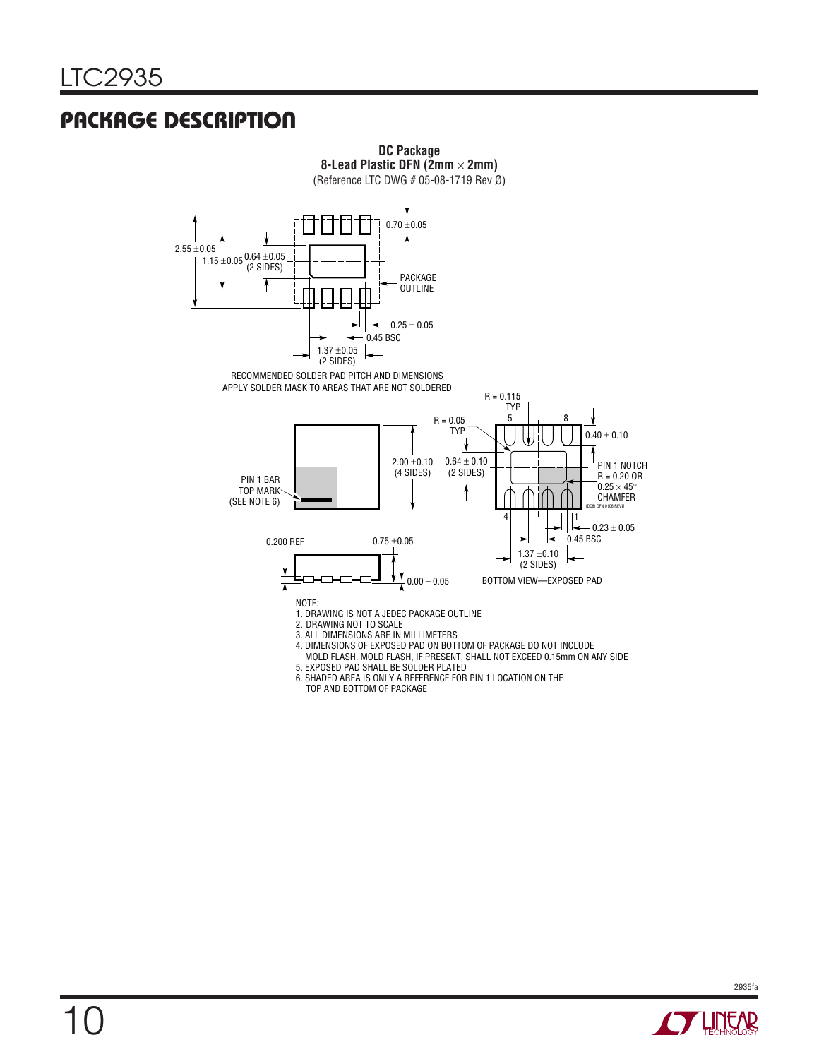## PACKAGE DESCRIPTION

**DC Package**
**8-Lead Plastic DFN (2mm × 2mm)**
(Reference LTC DWG # 05-08-1719 Rev Ø)

2.55 ±0.05
1.15 ±0.05
0.64 ±0.05 (2 SIDES)
0.70 ±0.05
PACKAGE OUTLINE
0.25 ± 0.05
0.45 BSC
1.37 ±0.05 (2 SIDES)

RECOMMENDED SOLDER PAD PITCH AND DIMENSIONS
APPLY SOLDER MASK TO AREAS THAT ARE NOT SOLDERED

PIN 1 BAR TOP MARK (SEE NOTE 6)
2.00 ±0.10 (4 SIDES)
R = 0.05 TYP
R = 0.115 TYP
0.64 ± 0.10 (2 SIDES)
0.40 ± 0.10
PIN 1 NOTCH R = 0.20 OR 0.25 × 45° CHAMFER
(DC8) DFN 0106 REVØ
0.23 ± 0.05
0.45 BSC
1.37 ±0.10 (2 SIDES)
0.200 REF
0.75 ±0.05
0.00 – 0.05
BOTTOM VIEW—EXPOSED PAD

NOTE:
1. DRAWING IS NOT A JEDEC PACKAGE OUTLINE
2. DRAWING NOT TO SCALE
3. ALL DIMENSIONS ARE IN MILLIMETERS
4. DIMENSIONS OF EXPOSED PAD ON BOTTOM OF PACKAGE DO NOT INCLUDE MOLD FLASH. MOLD FLASH, IF PRESENT, SHALL NOT EXCEED 0.15mm ON ANY SIDE
5. EXPOSED PAD SHALL BE SOLDER PLATED
6. SHADED AREA IS ONLY A REFERENCE FOR PIN 1 LOCATION ON THE TOP AND BOTTOM OF PACKAGE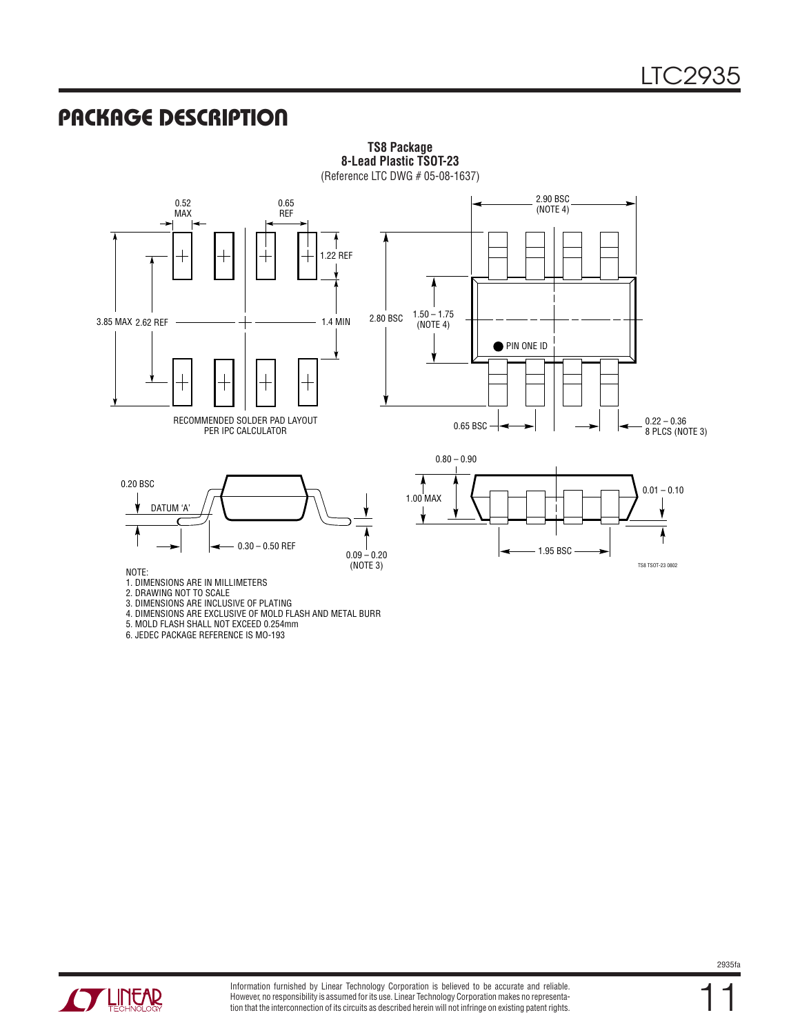## PACKAGE DESCRIPTION

**TS8 Package**
**8-Lead Plastic TSOT-23**
(Reference LTC DWG # 05-08-1637)

0.52 MAX

0.65 REF

1.22 REF

3.85 MAX 2.62 REF

1.4 MIN

RECOMMENDED SOLDER PAD LAYOUT PER IPC CALCULATOR

2.90 BSC (NOTE 4)

2.80 BSC

1.50 – 1.75 (NOTE 4)

PIN ONE ID

0.65 BSC

0.22 – 0.36 8 PLCS (NOTE 3)

0.20 BSC

DATUM 'A'

0.30 – 0.50 REF

0.09 – 0.20 (NOTE 3)

0.80 – 0.90

1.00 MAX

0.01 – 0.10

1.95 BSC

TS8 TSOT-23 0802

NOTE:
1. DIMENSIONS ARE IN MILLIMETERS
2. DRAWING NOT TO SCALE
3. DIMENSIONS ARE INCLUSIVE OF PLATING
4. DIMENSIONS ARE EXCLUSIVE OF MOLD FLASH AND METAL BURR
5. MOLD FLASH SHALL NOT EXCEED 0.254mm
6. JEDEC PACKAGE REFERENCE IS MO-193

Information furnished by Linear Technology Corporation is believed to be accurate and reliable. However, no responsibility is assumed for its use. Linear Technology Corporation makes no representation that the interconnection of its circuits as described herein will not infringe on existing patent rights.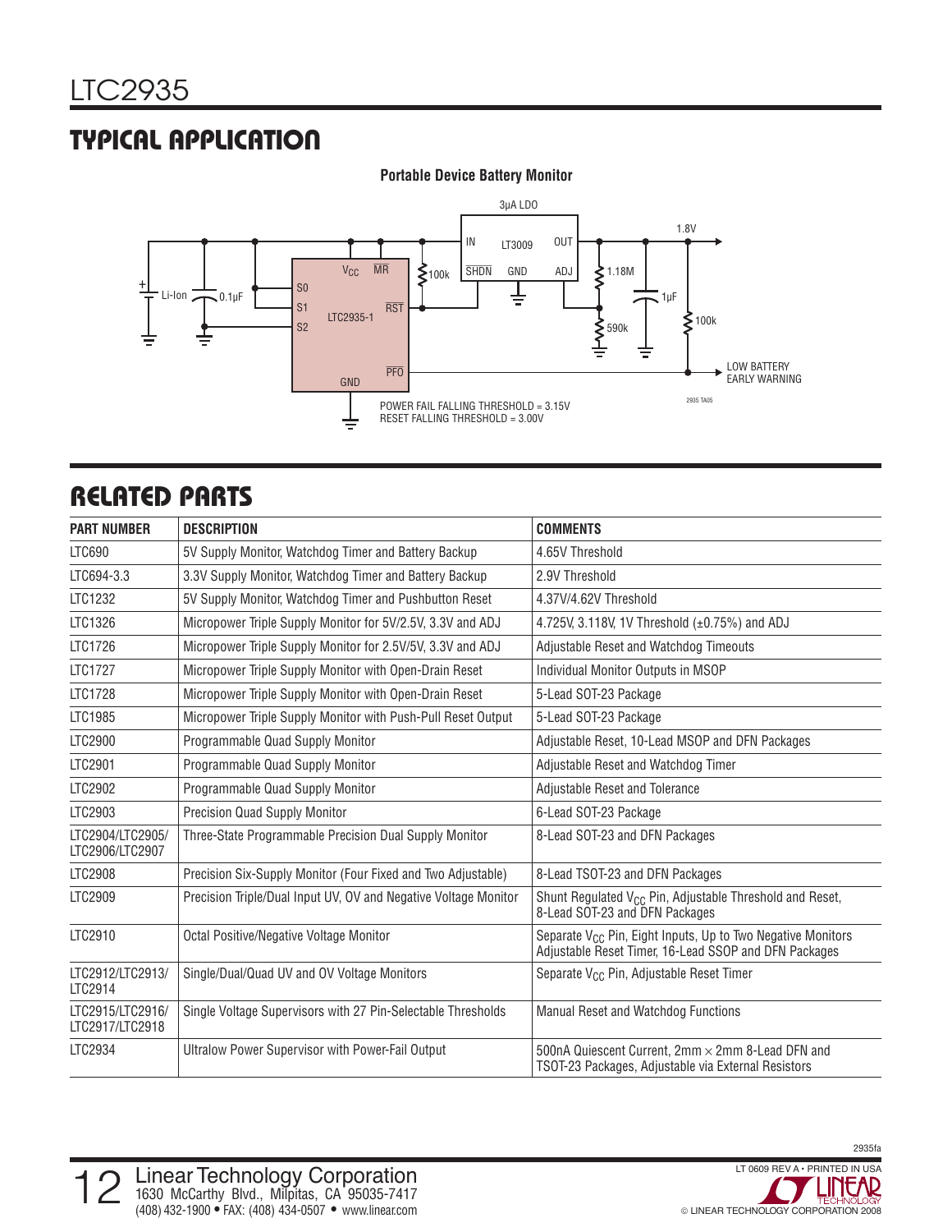## TYPICAL APPLICATION

**Portable Device Battery Monitor**

3µA LDO

LT3009: IN, OUT, SHDN, GND, ADJ

1.8V

LTC2935-1: $V_{CC}$, MR, S0, S1, S2, RST, PFO, GND

Li-Ion, 0.1µF, 100k, 1.18M, 590k, 1µF, 100k

LOW BATTERY EARLY WARNING

POWER FAIL FALLING THRESHOLD = 3.15V
RESET FALLING THRESHOLD = 3.00V

## RELATED PARTS

| PART NUMBER | DESCRIPTION | COMMENTS |
|---|---|---|
| LTC690 | 5V Supply Monitor, Watchdog Timer and Battery Backup | 4.65V Threshold |
| LTC694-3.3 | 3.3V Supply Monitor, Watchdog Timer and Battery Backup | 2.9V Threshold |
| LTC1232 | 5V Supply Monitor, Watchdog Timer and Pushbutton Reset | 4.37V/4.62V Threshold |
| LTC1326 | Micropower Triple Supply Monitor for 5V/2.5V, 3.3V and ADJ | 4.725V, 3.118V, 1V Threshold (±0.75%) and ADJ |
| LTC1726 | Micropower Triple Supply Monitor for 2.5V/5V, 3.3V and ADJ | Adjustable Reset and Watchdog Timeouts |
| LTC1727 | Micropower Triple Supply Monitor with Open-Drain Reset | Individual Monitor Outputs in MSOP |
| LTC1728 | Micropower Triple Supply Monitor with Open-Drain Reset | 5-Lead SOT-23 Package |
| LTC1985 | Micropower Triple Supply Monitor with Push-Pull Reset Output | 5-Lead SOT-23 Package |
| LTC2900 | Programmable Quad Supply Monitor | Adjustable Reset, 10-Lead MSOP and DFN Packages |
| LTC2901 | Programmable Quad Supply Monitor | Adjustable Reset and Watchdog Timer |
| LTC2902 | Programmable Quad Supply Monitor | Adjustable Reset and Tolerance |
| LTC2903 | Precision Quad Supply Monitor | 6-Lead SOT-23 Package |
| LTC2904/LTC2905/ LTC2906/LTC2907 | Three-State Programmable Precision Dual Supply Monitor | 8-Lead SOT-23 and DFN Packages |
| LTC2908 | Precision Six-Supply Monitor (Four Fixed and Two Adjustable) | 8-Lead TSOT-23 and DFN Packages |
| LTC2909 | Precision Triple/Dual Input UV, OV and Negative Voltage Monitor | Shunt Regulated $V_{CC}$ Pin, Adjustable Threshold and Reset, 8-Lead SOT-23 and DFN Packages |
| LTC2910 | Octal Positive/Negative Voltage Monitor | Separate $V_{CC}$ Pin, Eight Inputs, Up to Two Negative Monitors Adjustable Reset Timer, 16-Lead SSOP and DFN Packages |
| LTC2912/LTC2913/ LTC2914 | Single/Dual/Quad UV and OV Voltage Monitors | Separate $V_{CC}$ Pin, Adjustable Reset Timer |
| LTC2915/LTC2916/ LTC2917/LTC2918 | Single Voltage Supervisors with 27 Pin-Selectable Thresholds | Manual Reset and Watchdog Functions |
| LTC2934 | Ultralow Power Supervisor with Power-Fail Output | 500nA Quiescent Current, 2mm × 2mm 8-Lead DFN and TSOT-23 Packages, Adjustable via External Resistors |

Linear Technology Corporation
1630 McCarthy Blvd., Milpitas, CA 95035-7417
(408) 432-1900 • FAX: (408) 434-0507 • www.linear.com

LT 0609 REV A • PRINTED IN USA
© LINEAR TECHNOLOGY CORPORATION 2008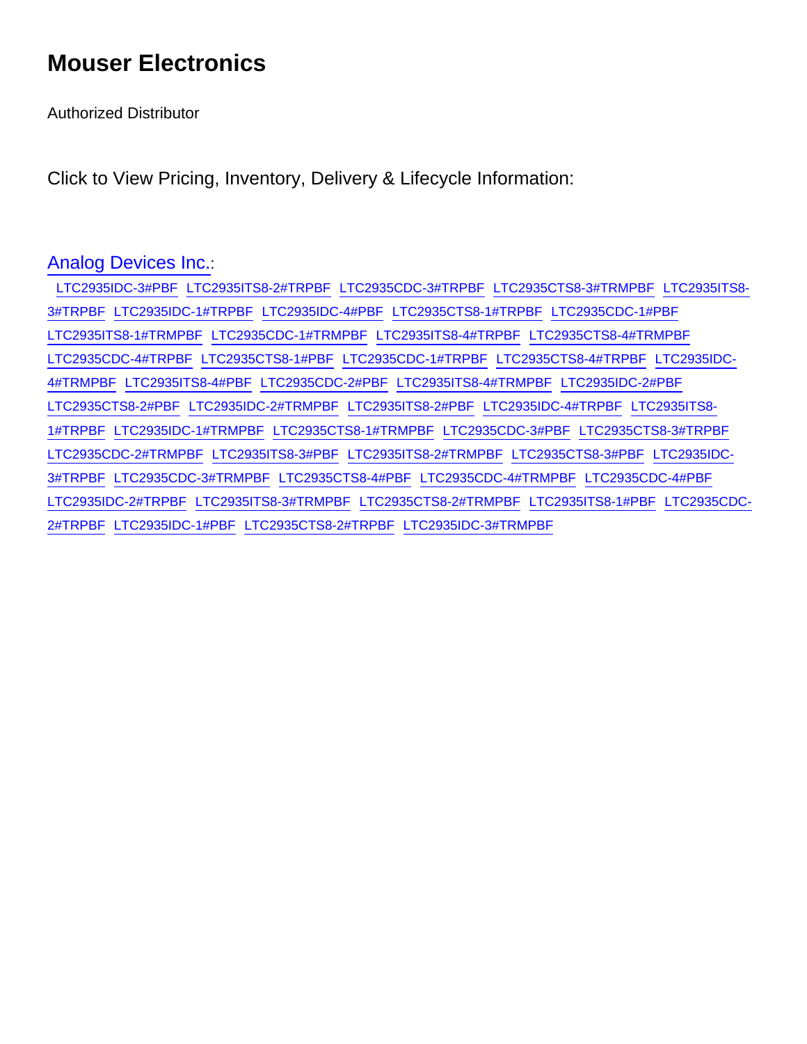# Mouser Electronics

Authorized Distributor

Click to View Pricing, Inventory, Delivery & Lifecycle Information:

Analog Devices Inc.:

LTC2935IDC-3#PBF LTC2935ITS8-2#TRPBF LTC2935CDC-3#TRPBF LTC2935CTS8-3#TRMPBF LTC2935ITS8-3#TRPBF LTC2935IDC-1#TRPBF LTC2935IDC-4#PBF LTC2935CTS8-1#TRPBF LTC2935CDC-1#PBF LTC2935ITS8-1#TRMPBF LTC2935CDC-1#TRMPBF LTC2935ITS8-4#TRPBF LTC2935CTS8-4#TRMPBF LTC2935CDC-4#TRPBF LTC2935CTS8-1#PBF LTC2935CDC-1#TRPBF LTC2935CTS8-4#TRPBF LTC2935IDC-4#TRMPBF LTC2935ITS8-4#PBF LTC2935CDC-2#PBF LTC2935ITS8-4#TRMPBF LTC2935IDC-2#PBF LTC2935CTS8-2#PBF LTC2935IDC-2#TRMPBF LTC2935ITS8-2#PBF LTC2935IDC-4#TRPBF LTC2935ITS8-1#TRPBF LTC2935IDC-1#TRMPBF LTC2935CTS8-1#TRMPBF LTC2935CDC-3#PBF LTC2935CTS8-3#TRPBF LTC2935CDC-2#TRMPBF LTC2935ITS8-3#PBF LTC2935ITS8-2#TRMPBF LTC2935CTS8-3#PBF LTC2935IDC-3#TRPBF LTC2935CDC-3#TRMPBF LTC2935CTS8-4#PBF LTC2935CDC-4#TRMPBF LTC2935CDC-4#PBF LTC2935IDC-2#TRPBF LTC2935ITS8-3#TRMPBF LTC2935CTS8-2#TRMPBF LTC2935ITS8-1#PBF LTC2935CDC-2#TRPBF LTC2935IDC-1#PBF LTC2935CTS8-2#TRPBF LTC2935IDC-3#TRMPBF